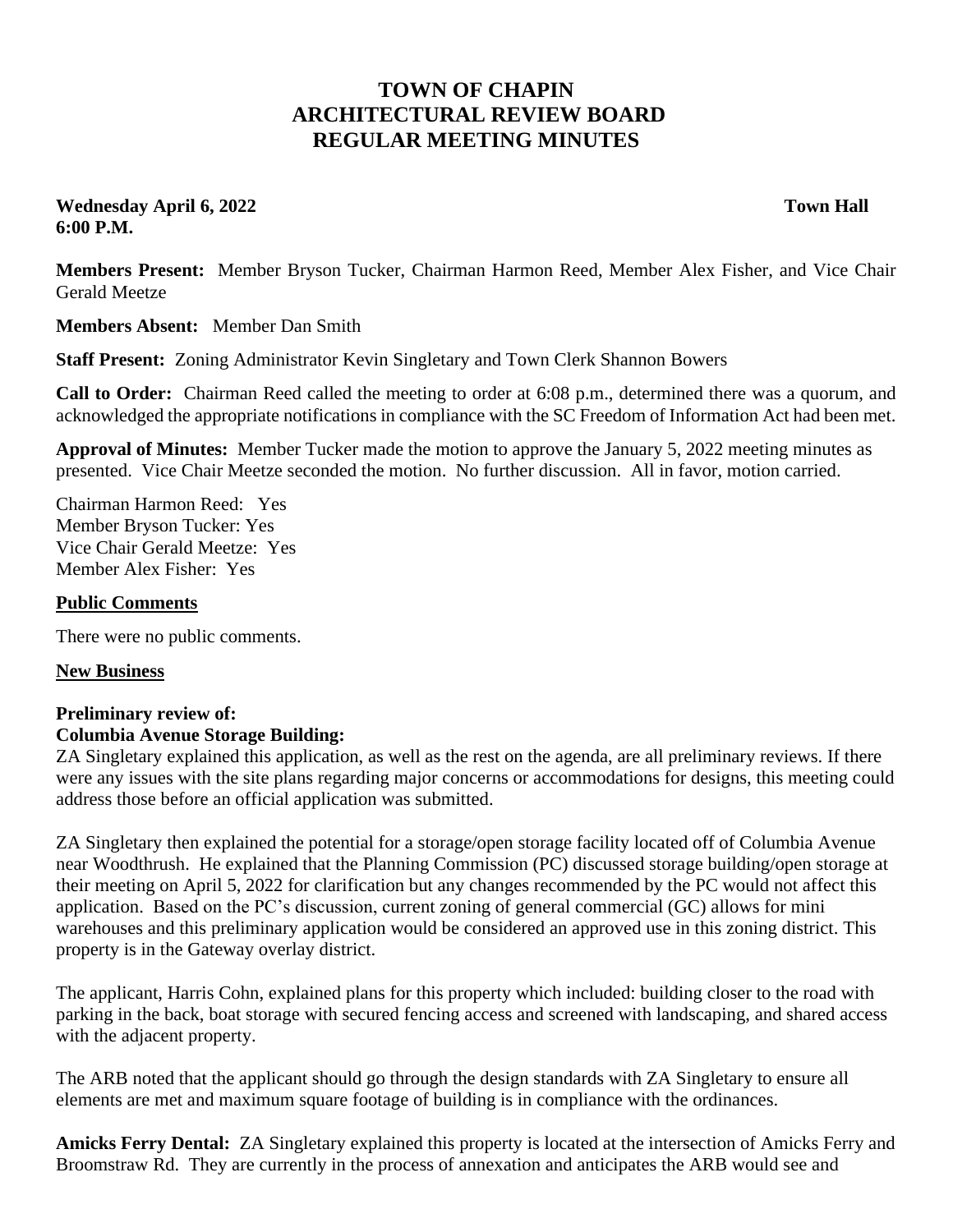# TOWN OF CHAPIN
# ARCHITECTURAL REVIEW BOARD
# REGULAR MEETING MINUTES

**Wednesday April 6, 2022** **Town Hall**
**6:00 P.M.**

**Members Present:** Member Bryson Tucker, Chairman Harmon Reed, Member Alex Fisher, and Vice Chair Gerald Meetze

**Members Absent:** Member Dan Smith

**Staff Present:** Zoning Administrator Kevin Singletary and Town Clerk Shannon Bowers

**Call to Order:** Chairman Reed called the meeting to order at 6:08 p.m., determined there was a quorum, and acknowledged the appropriate notifications in compliance with the SC Freedom of Information Act had been met.

**Approval of Minutes:** Member Tucker made the motion to approve the January 5, 2022 meeting minutes as presented. Vice Chair Meetze seconded the motion. No further discussion. All in favor, motion carried.

Chairman Harmon Reed: Yes
Member Bryson Tucker: Yes
Vice Chair Gerald Meetze: Yes
Member Alex Fisher: Yes

**Public Comments**

There were no public comments.

**New Business**

**Preliminary review of:**
**Columbia Avenue Storage Building:**
ZA Singletary explained this application, as well as the rest on the agenda, are all preliminary reviews. If there were any issues with the site plans regarding major concerns or accommodations for designs, this meeting could address those before an official application was submitted.

ZA Singletary then explained the potential for a storage/open storage facility located off of Columbia Avenue near Woodthrush. He explained that the Planning Commission (PC) discussed storage building/open storage at their meeting on April 5, 2022 for clarification but any changes recommended by the PC would not affect this application. Based on the PC's discussion, current zoning of general commercial (GC) allows for mini warehouses and this preliminary application would be considered an approved use in this zoning district. This property is in the Gateway overlay district.

The applicant, Harris Cohn, explained plans for this property which included: building closer to the road with parking in the back, boat storage with secured fencing access and screened with landscaping, and shared access with the adjacent property.

The ARB noted that the applicant should go through the design standards with ZA Singletary to ensure all elements are met and maximum square footage of building is in compliance with the ordinances.

**Amicks Ferry Dental:** ZA Singletary explained this property is located at the intersection of Amicks Ferry and Broomstraw Rd. They are currently in the process of annexation and anticipates the ARB would see and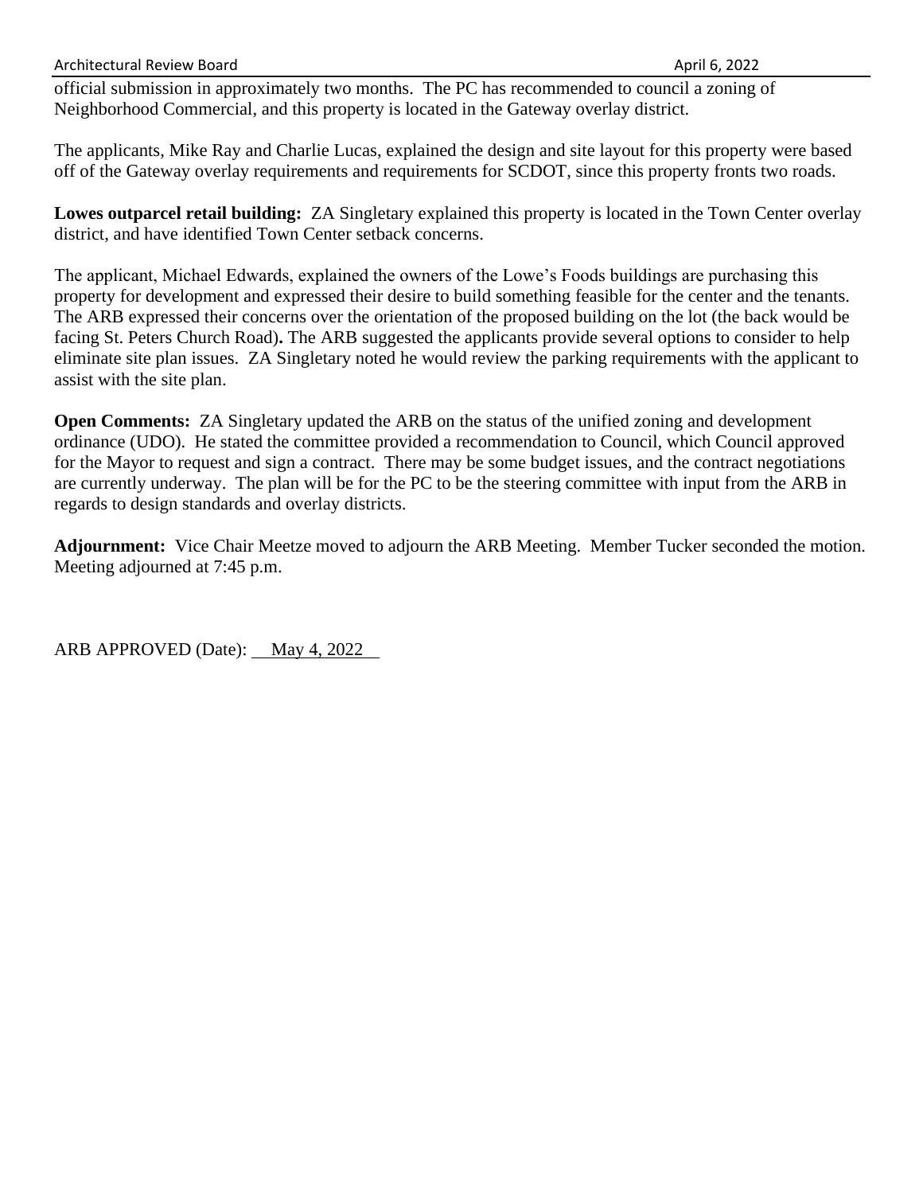official submission in approximately two months. The PC has recommended to council a zoning of Neighborhood Commercial, and this property is located in the Gateway overlay district.

The applicants, Mike Ray and Charlie Lucas, explained the design and site layout for this property were based off of the Gateway overlay requirements and requirements for SCDOT, since this property fronts two roads.

**Lowes outparcel retail building:** ZA Singletary explained this property is located in the Town Center overlay district, and have identified Town Center setback concerns.

The applicant, Michael Edwards, explained the owners of the Lowe's Foods buildings are purchasing this property for development and expressed their desire to build something feasible for the center and the tenants. The ARB expressed their concerns over the orientation of the proposed building on the lot (the back would be facing St. Peters Church Road)**.** The ARB suggested the applicants provide several options to consider to help eliminate site plan issues. ZA Singletary noted he would review the parking requirements with the applicant to assist with the site plan.

**Open Comments:** ZA Singletary updated the ARB on the status of the unified zoning and development ordinance (UDO). He stated the committee provided a recommendation to Council, which Council approved for the Mayor to request and sign a contract. There may be some budget issues, and the contract negotiations are currently underway. The plan will be for the PC to be the steering committee with input from the ARB in regards to design standards and overlay districts.

**Adjournment:** Vice Chair Meetze moved to adjourn the ARB Meeting. Member Tucker seconded the motion. Meeting adjourned at 7:45 p.m.

ARB APPROVED (Date): May 4, 2022